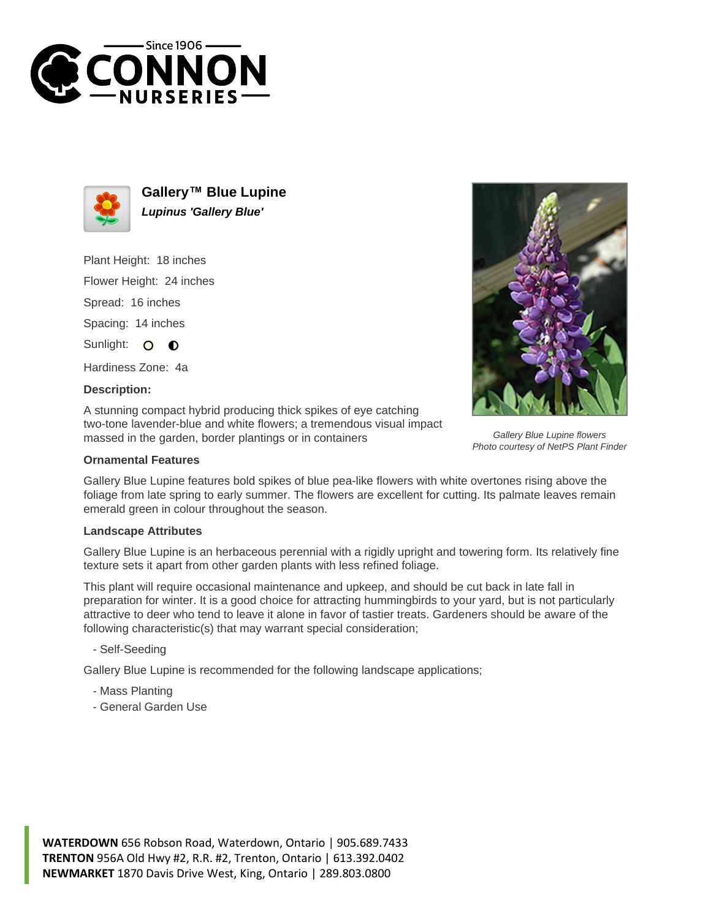# Gallery™ Blue Lupine

***Lupinus 'Gallery Blue'***

Plant Height: 18 inches

Flower Height: 24 inches

Spread: 16 inches

Spacing: 14 inches

Sunlight:

Hardiness Zone: 4a

**Description:**

A stunning compact hybrid producing thick spikes of eye catching two-tone lavender-blue and white flowers; a tremendous visual impact massed in the garden, border plantings or in containers

*Gallery Blue Lupine flowers*
*Photo courtesy of NetPS Plant Finder*

### Ornamental Features

Gallery Blue Lupine features bold spikes of blue pea-like flowers with white overtones rising above the foliage from late spring to early summer. The flowers are excellent for cutting. Its palmate leaves remain emerald green in colour throughout the season.

### Landscape Attributes

Gallery Blue Lupine is an herbaceous perennial with a rigidly upright and towering form. Its relatively fine texture sets it apart from other garden plants with less refined foliage.

This plant will require occasional maintenance and upkeep, and should be cut back in late fall in preparation for winter. It is a good choice for attracting hummingbirds to your yard, but is not particularly attractive to deer who tend to leave it alone in favor of tastier treats. Gardeners should be aware of the following characteristic(s) that may warrant special consideration;

- Self-Seeding

Gallery Blue Lupine is recommended for the following landscape applications;

- Mass Planting
- General Garden Use

**WATERDOWN** 656 Robson Road, Waterdown, Ontario | 905.689.7433
**TRENTON** 956A Old Hwy #2, R.R. #2, Trenton, Ontario | 613.392.0402
**NEWMARKET** 1870 Davis Drive West, King, Ontario | 289.803.0800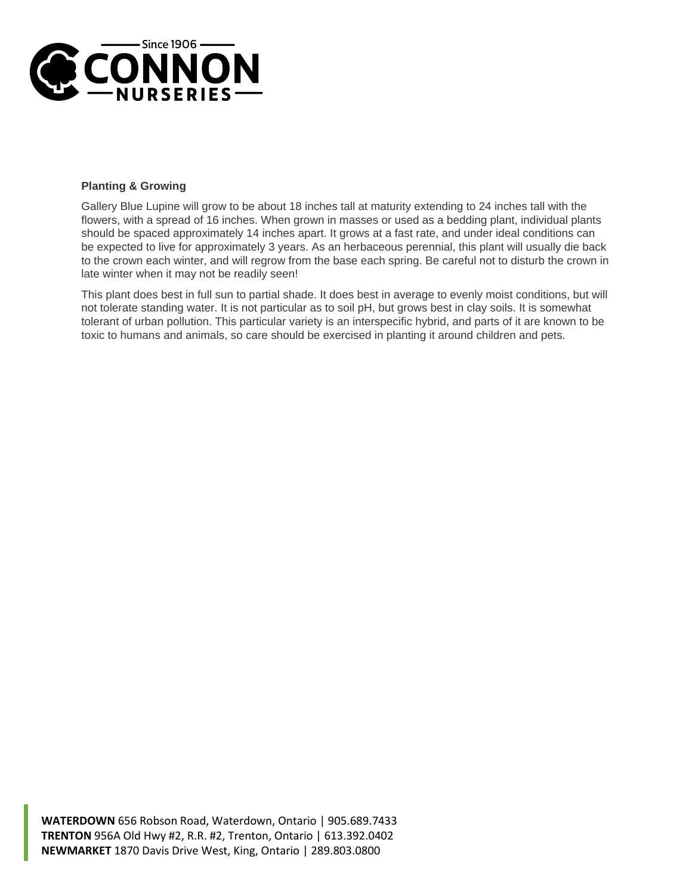### Planting & Growing

Gallery Blue Lupine will grow to be about 18 inches tall at maturity extending to 24 inches tall with the flowers, with a spread of 16 inches. When grown in masses or used as a bedding plant, individual plants should be spaced approximately 14 inches apart. It grows at a fast rate, and under ideal conditions can be expected to live for approximately 3 years. As an herbaceous perennial, this plant will usually die back to the crown each winter, and will regrow from the base each spring. Be careful not to disturb the crown in late winter when it may not be readily seen!

This plant does best in full sun to partial shade. It does best in average to evenly moist conditions, but will not tolerate standing water. It is not particular as to soil pH, but grows best in clay soils. It is somewhat tolerant of urban pollution. This particular variety is an interspecific hybrid, and parts of it are known to be toxic to humans and animals, so care should be exercised in planting it around children and pets.